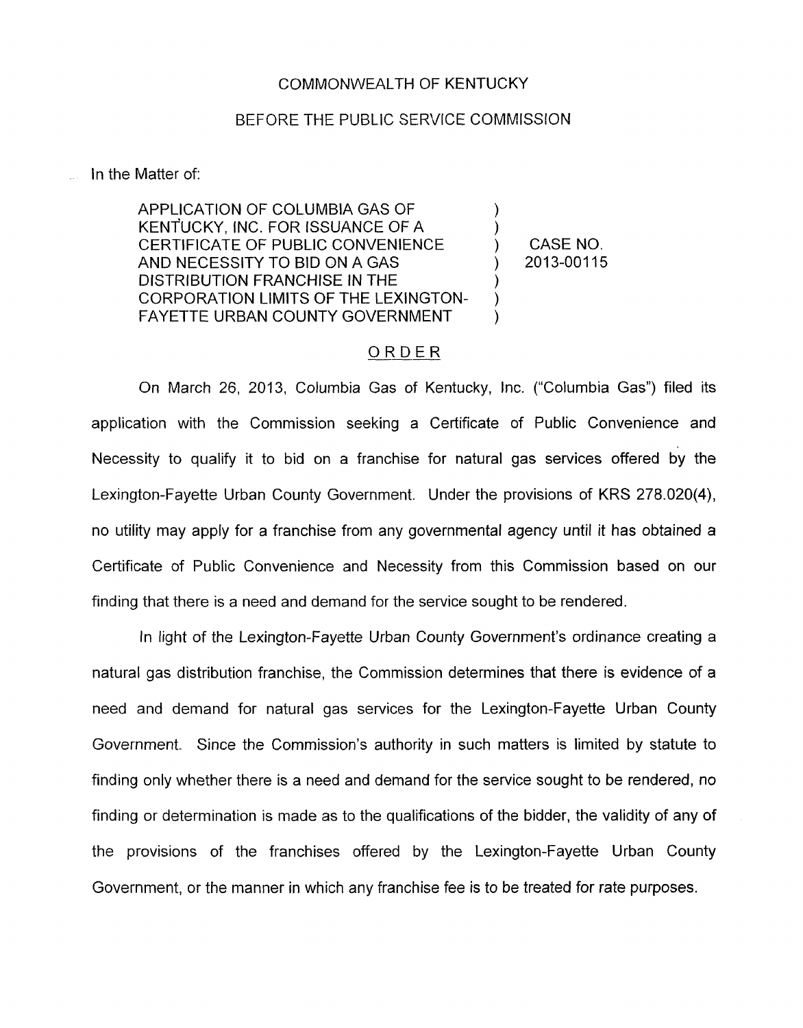COMMONWEALTH OF KENTUCKY

BEFORE THE PUBLIC SERVICE COMMISSION

In the Matter of:

| | | |
|---|---|---|
| APPLICATION OF COLUMBIA GAS OF KENTUCKY, INC. FOR ISSUANCE OF A CERTIFICATE OF PUBLIC CONVENIENCE AND NECESSITY TO BID ON A GAS DISTRIBUTION FRANCHISE IN THE CORPORATION LIMITS OF THE LEXINGTON-FAYETTE URBAN COUNTY GOVERNMENT | ) | CASE NO. 2013-00115 |

## ORDER

On March 26, 2013, Columbia Gas of Kentucky, Inc. ("Columbia Gas") filed its application with the Commission seeking a Certificate of Public Convenience and Necessity to qualify it to bid on a franchise for natural gas services offered by the Lexington-Fayette Urban County Government. Under the provisions of KRS 278.020(4), no utility may apply for a franchise from any governmental agency until it has obtained a Certificate of Public Convenience and Necessity from this Commission based on our finding that there is a need and demand for the service sought to be rendered.

In light of the Lexington-Fayette Urban County Government's ordinance creating a natural gas distribution franchise, the Commission determines that there is evidence of a need and demand for natural gas services for the Lexington-Fayette Urban County Government. Since the Commission's authority in such matters is limited by statute to finding only whether there is a need and demand for the service sought to be rendered, no finding or determination is made as to the qualifications of the bidder, the validity of any of the provisions of the franchises offered by the Lexington-Fayette Urban County Government, or the manner in which any franchise fee is to be treated for rate purposes.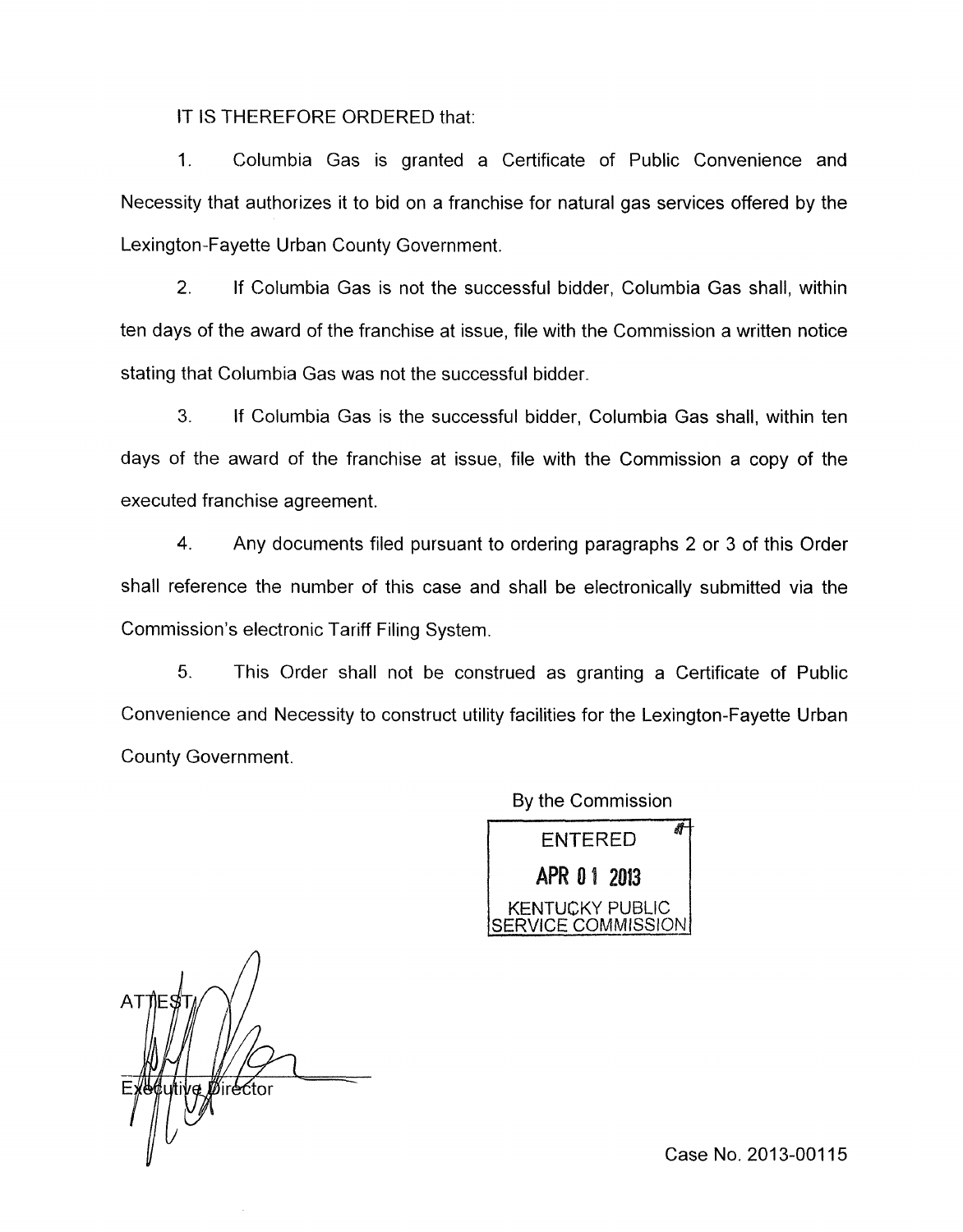IT IS THEREFORE ORDERED that:

1. Columbia Gas is granted a Certificate of Public Convenience and Necessity that authorizes it to bid on a franchise for natural gas services offered by the Lexington-Fayette Urban County Government.

2. If Columbia Gas is not the successful bidder, Columbia Gas shall, within ten days of the award of the franchise at issue, file with the Commission a written notice stating that Columbia Gas was not the successful bidder.

3. If Columbia Gas is the successful bidder, Columbia Gas shall, within ten days of the award of the franchise at issue, file with the Commission a copy of the executed franchise agreement.

4. Any documents filed pursuant to ordering paragraphs 2 or 3 of this Order shall reference the number of this case and shall be electronically submitted via the Commission's electronic Tariff Filing System.

5. This Order shall not be construed as granting a Certificate of Public Convenience and Necessity to construct utility facilities for the Lexington-Fayette Urban County Government.

By the Commission

ENTERED
APR 01 2013
KENTUCKY PUBLIC SERVICE COMMISSION

ATTEST:

Executive Director

Case No. 2013-00115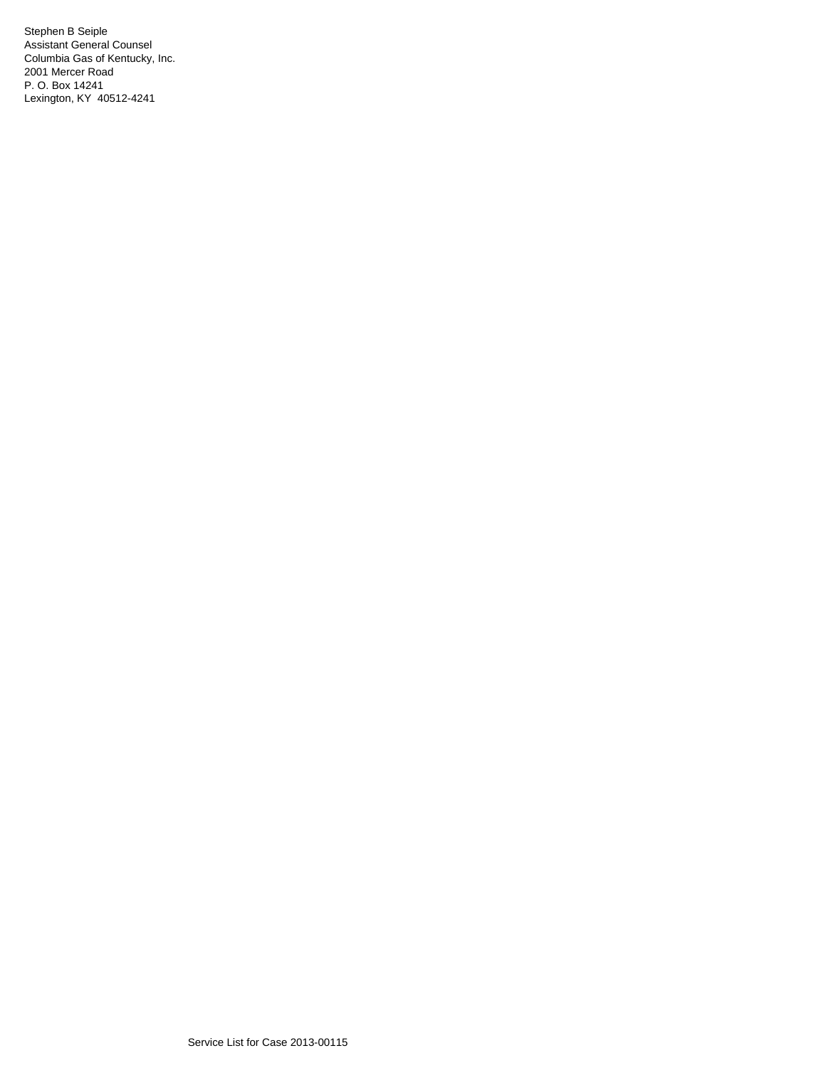Stephen B Seiple
Assistant General Counsel
Columbia Gas of Kentucky, Inc.
2001 Mercer Road
P. O. Box 14241
Lexington, KY 40512-4241